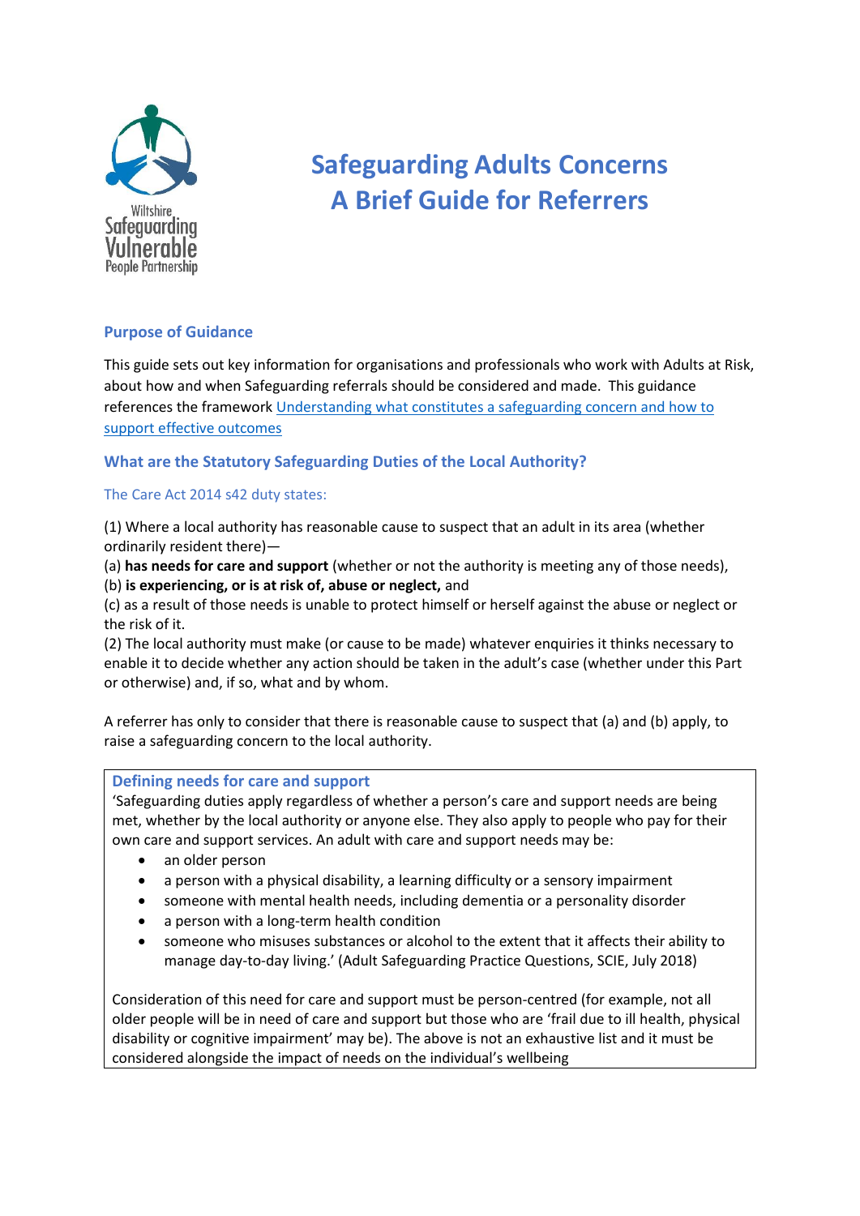Wiltshire Safeguarding Vulnerable People Partnership

# Safeguarding Adults Concerns
# A Brief Guide for Referrers

## Purpose of Guidance

This guide sets out key information for organisations and professionals who work with Adults at Risk, about how and when Safeguarding referrals should be considered and made. This guidance references the framework [Understanding what constitutes a safeguarding concern and how to support effective outcomes]()

## What are the Statutory Safeguarding Duties of the Local Authority?

### The Care Act 2014 s42 duty states:

(1) Where a local authority has reasonable cause to suspect that an adult in its area (whether ordinarily resident there)—
(a) **has needs for care and support** (whether or not the authority is meeting any of those needs),
(b) **is experiencing, or is at risk of, abuse or neglect,** and
(c) as a result of those needs is unable to protect himself or herself against the abuse or neglect or the risk of it.
(2) The local authority must make (or cause to be made) whatever enquiries it thinks necessary to enable it to decide whether any action should be taken in the adult's case (whether under this Part or otherwise) and, if so, what and by whom.

A referrer has only to consider that there is reasonable cause to suspect that (a) and (b) apply, to raise a safeguarding concern to the local authority.

### Defining needs for care and support

'Safeguarding duties apply regardless of whether a person's care and support needs are being met, whether by the local authority or anyone else. They also apply to people who pay for their own care and support services. An adult with care and support needs may be:

- an older person
- a person with a physical disability, a learning difficulty or a sensory impairment
- someone with mental health needs, including dementia or a personality disorder
- a person with a long-term health condition
- someone who misuses substances or alcohol to the extent that it affects their ability to manage day-to-day living.' (Adult Safeguarding Practice Questions, SCIE, July 2018)

Consideration of this need for care and support must be person-centred (for example, not all older people will be in need of care and support but those who are 'frail due to ill health, physical disability or cognitive impairment' may be). The above is not an exhaustive list and it must be considered alongside the impact of needs on the individual's wellbeing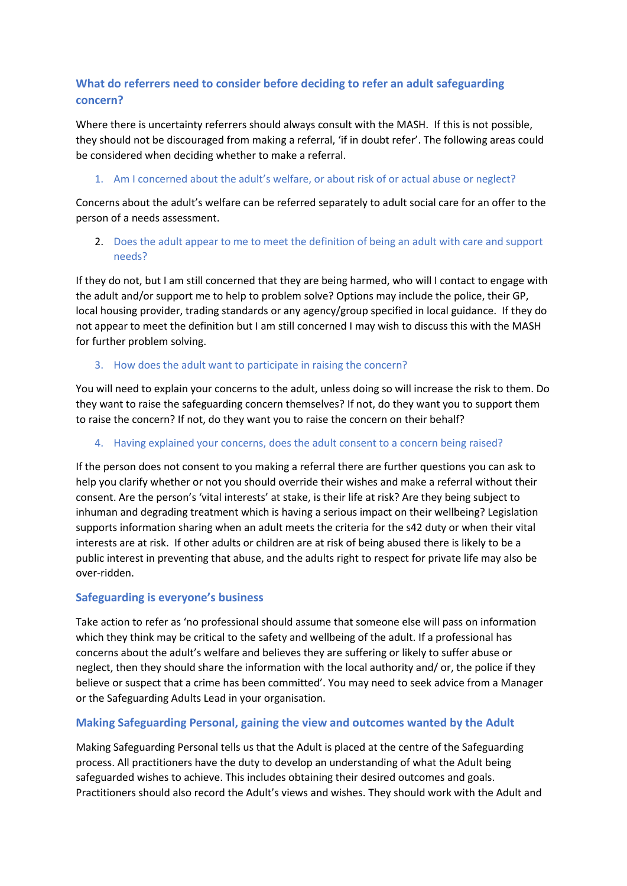## What do referrers need to consider before deciding to refer an adult safeguarding concern?

Where there is uncertainty referrers should always consult with the MASH. If this is not possible, they should not be discouraged from making a referral, 'if in doubt refer'. The following areas could be considered when deciding whether to make a referral.

1. Am I concerned about the adult's welfare, or about risk of or actual abuse or neglect?

Concerns about the adult's welfare can be referred separately to adult social care for an offer to the person of a needs assessment.

2. Does the adult appear to me to meet the definition of being an adult with care and support needs?

If they do not, but I am still concerned that they are being harmed, who will I contact to engage with the adult and/or support me to help to problem solve? Options may include the police, their GP, local housing provider, trading standards or any agency/group specified in local guidance. If they do not appear to meet the definition but I am still concerned I may wish to discuss this with the MASH for further problem solving.

3. How does the adult want to participate in raising the concern?

You will need to explain your concerns to the adult, unless doing so will increase the risk to them. Do they want to raise the safeguarding concern themselves? If not, do they want you to support them to raise the concern? If not, do they want you to raise the concern on their behalf?

4. Having explained your concerns, does the adult consent to a concern being raised?

If the person does not consent to you making a referral there are further questions you can ask to help you clarify whether or not you should override their wishes and make a referral without their consent. Are the person's 'vital interests' at stake, is their life at risk? Are they being subject to inhuman and degrading treatment which is having a serious impact on their wellbeing? Legislation supports information sharing when an adult meets the criteria for the s42 duty or when their vital interests are at risk. If other adults or children are at risk of being abused there is likely to be a public interest in preventing that abuse, and the adults right to respect for private life may also be over-ridden.

## Safeguarding is everyone's business

Take action to refer as 'no professional should assume that someone else will pass on information which they think may be critical to the safety and wellbeing of the adult. If a professional has concerns about the adult's welfare and believes they are suffering or likely to suffer abuse or neglect, then they should share the information with the local authority and/ or, the police if they believe or suspect that a crime has been committed'. You may need to seek advice from a Manager or the Safeguarding Adults Lead in your organisation.

## Making Safeguarding Personal, gaining the view and outcomes wanted by the Adult

Making Safeguarding Personal tells us that the Adult is placed at the centre of the Safeguarding process. All practitioners have the duty to develop an understanding of what the Adult being safeguarded wishes to achieve. This includes obtaining their desired outcomes and goals. Practitioners should also record the Adult's views and wishes. They should work with the Adult and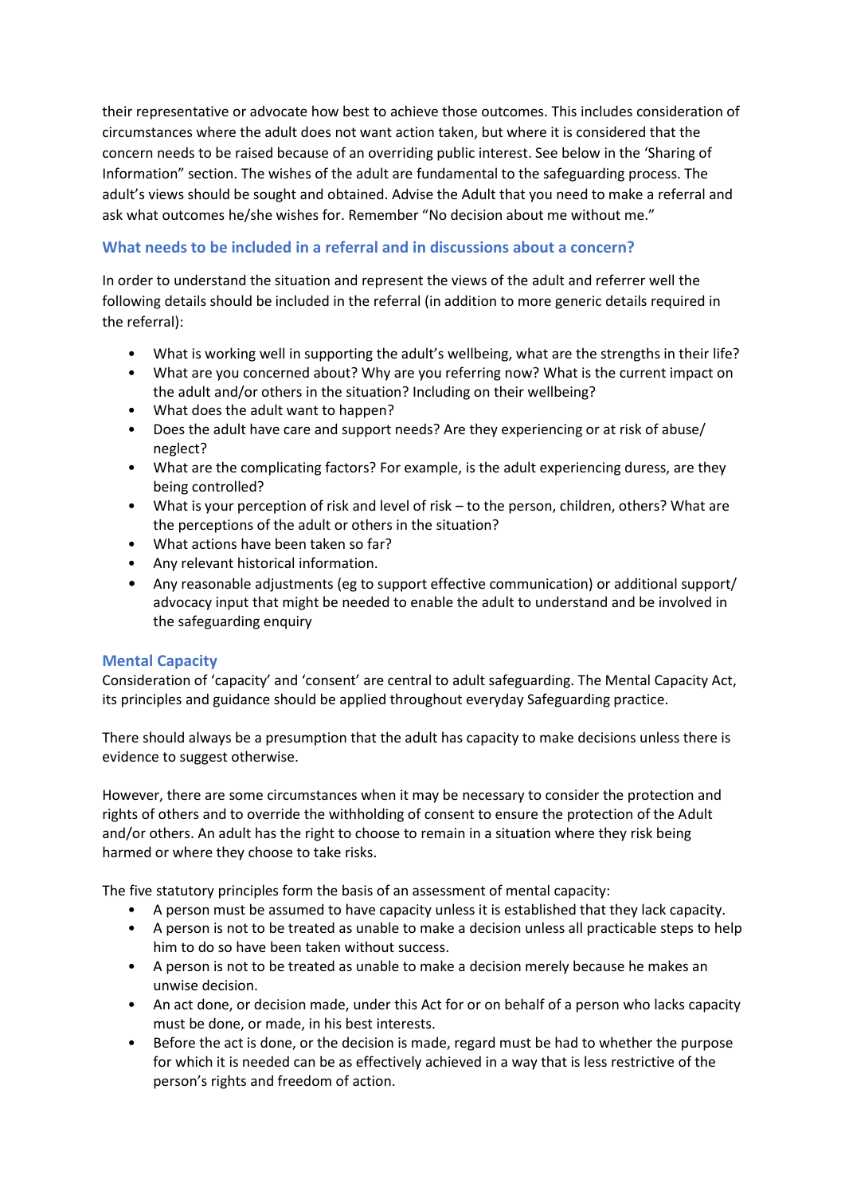their representative or advocate how best to achieve those outcomes. This includes consideration of circumstances where the adult does not want action taken, but where it is considered that the concern needs to be raised because of an overriding public interest. See below in the 'Sharing of Information" section. The wishes of the adult are fundamental to the safeguarding process. The adult's views should be sought and obtained. Advise the Adult that you need to make a referral and ask what outcomes he/she wishes for. Remember "No decision about me without me."

## What needs to be included in a referral and in discussions about a concern?

In order to understand the situation and represent the views of the adult and referrer well the following details should be included in the referral (in addition to more generic details required in the referral):

- What is working well in supporting the adult's wellbeing, what are the strengths in their life?
- What are you concerned about? Why are you referring now? What is the current impact on the adult and/or others in the situation? Including on their wellbeing?
- What does the adult want to happen?
- Does the adult have care and support needs? Are they experiencing or at risk of abuse/ neglect?
- What are the complicating factors? For example, is the adult experiencing duress, are they being controlled?
- What is your perception of risk and level of risk – to the person, children, others? What are the perceptions of the adult or others in the situation?
- What actions have been taken so far?
- Any relevant historical information.
- Any reasonable adjustments (eg to support effective communication) or additional support/ advocacy input that might be needed to enable the adult to understand and be involved in the safeguarding enquiry

## Mental Capacity

Consideration of 'capacity' and 'consent' are central to adult safeguarding. The Mental Capacity Act, its principles and guidance should be applied throughout everyday Safeguarding practice.

There should always be a presumption that the adult has capacity to make decisions unless there is evidence to suggest otherwise.

However, there are some circumstances when it may be necessary to consider the protection and rights of others and to override the withholding of consent to ensure the protection of the Adult and/or others. An adult has the right to choose to remain in a situation where they risk being harmed or where they choose to take risks.

The five statutory principles form the basis of an assessment of mental capacity:

- A person must be assumed to have capacity unless it is established that they lack capacity.
- A person is not to be treated as unable to make a decision unless all practicable steps to help him to do so have been taken without success.
- A person is not to be treated as unable to make a decision merely because he makes an unwise decision.
- An act done, or decision made, under this Act for or on behalf of a person who lacks capacity must be done, or made, in his best interests.
- Before the act is done, or the decision is made, regard must be had to whether the purpose for which it is needed can be as effectively achieved in a way that is less restrictive of the person's rights and freedom of action.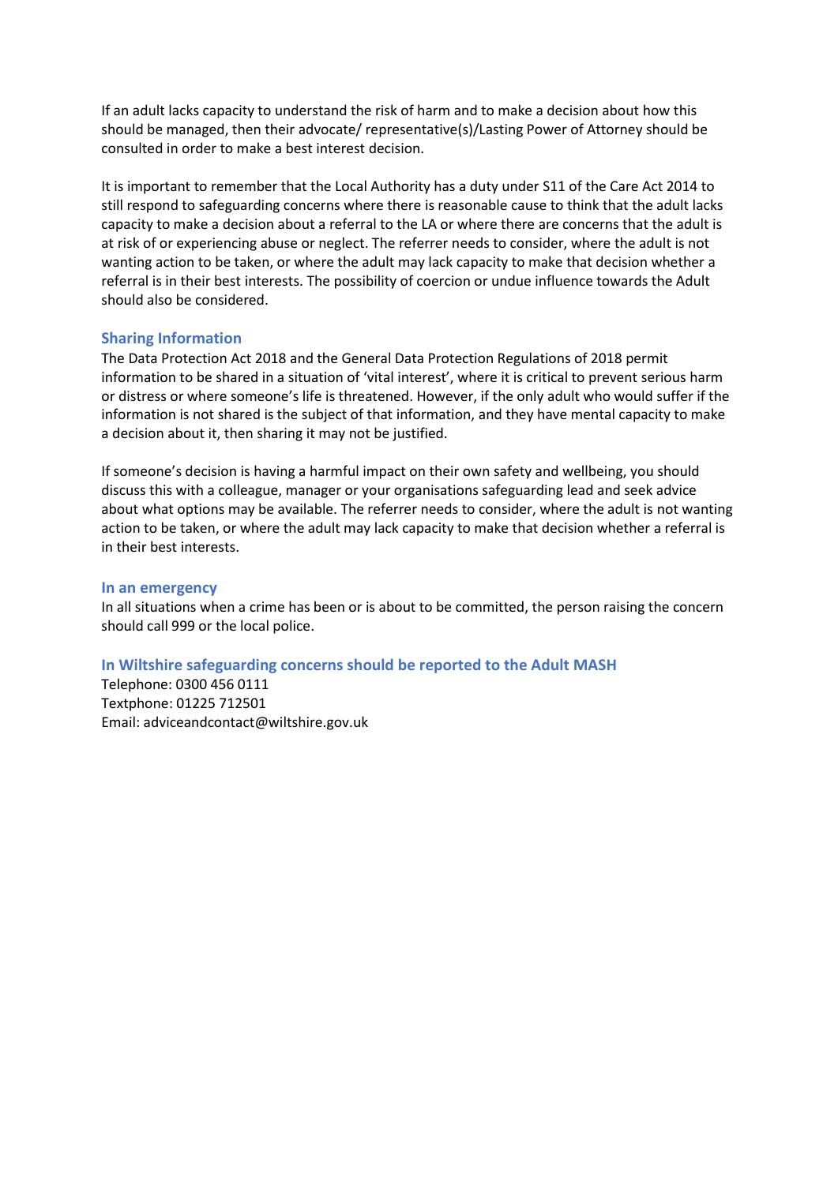If an adult lacks capacity to understand the risk of harm and to make a decision about how this should be managed, then their advocate/ representative(s)/Lasting Power of Attorney should be consulted in order to make a best interest decision.

It is important to remember that the Local Authority has a duty under S11 of the Care Act 2014 to still respond to safeguarding concerns where there is reasonable cause to think that the adult lacks capacity to make a decision about a referral to the LA or where there are concerns that the adult is at risk of or experiencing abuse or neglect. The referrer needs to consider, where the adult is not wanting action to be taken, or where the adult may lack capacity to make that decision whether a referral is in their best interests. The possibility of coercion or undue influence towards the Adult should also be considered.

## Sharing Information

The Data Protection Act 2018 and the General Data Protection Regulations of 2018 permit information to be shared in a situation of 'vital interest', where it is critical to prevent serious harm or distress or where someone's life is threatened. However, if the only adult who would suffer if the information is not shared is the subject of that information, and they have mental capacity to make a decision about it, then sharing it may not be justified.

If someone's decision is having a harmful impact on their own safety and wellbeing, you should discuss this with a colleague, manager or your organisations safeguarding lead and seek advice about what options may be available. The referrer needs to consider, where the adult is not wanting action to be taken, or where the adult may lack capacity to make that decision whether a referral is in their best interests.

## In an emergency

In all situations when a crime has been or is about to be committed, the person raising the concern should call 999 or the local police.

## In Wiltshire safeguarding concerns should be reported to the Adult MASH

Telephone: 0300 456 0111
Textphone: 01225 712501
Email: adviceandcontact@wiltshire.gov.uk